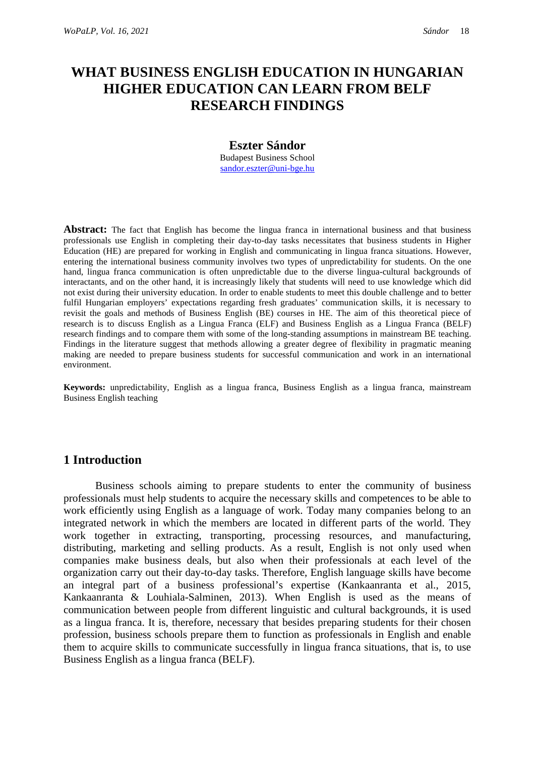# WHAT BUSINESS ENGLISH EDUCATION IN HUNGARIAN HIGHER EDUCATION CAN LEARN FROM BELF RESEARCH FINDINGS

**Eszter Sándor**

Budapest Business School

sandor.eszter@uni-bge.hu

**Abstract:** The fact that English has become the lingua franca in international business and that business professionals use English in completing their day-to-day tasks necessitates that business students in Higher Education (HE) are prepared for working in English and communicating in lingua franca situations. However, entering the international business community involves two types of unpredictability for students. On the one hand, lingua franca communication is often unpredictable due to the diverse lingua-cultural backgrounds of interactants, and on the other hand, it is increasingly likely that students will need to use knowledge which did not exist during their university education. In order to enable students to meet this double challenge and to better fulfil Hungarian employers' expectations regarding fresh graduates' communication skills, it is necessary to revisit the goals and methods of Business English (BE) courses in HE. The aim of this theoretical piece of research is to discuss English as a Lingua Franca (ELF) and Business English as a Lingua Franca (BELF) research findings and to compare them with some of the long-standing assumptions in mainstream BE teaching. Findings in the literature suggest that methods allowing a greater degree of flexibility in pragmatic meaning making are needed to prepare business students for successful communication and work in an international environment.

**Keywords:** unpredictability, English as a lingua franca, Business English as a lingua franca, mainstream Business English teaching

## 1 Introduction

Business schools aiming to prepare students to enter the community of business professionals must help students to acquire the necessary skills and competences to be able to work efficiently using English as a language of work. Today many companies belong to an integrated network in which the members are located in different parts of the world. They work together in extracting, transporting, processing resources, and manufacturing, distributing, marketing and selling products. As a result, English is not only used when companies make business deals, but also when their professionals at each level of the organization carry out their day-to-day tasks. Therefore, English language skills have become an integral part of a business professional's expertise (Kankaanranta et al., 2015, Kankaanranta & Louhiala-Salminen, 2013). When English is used as the means of communication between people from different linguistic and cultural backgrounds, it is used as a lingua franca. It is, therefore, necessary that besides preparing students for their chosen profession, business schools prepare them to function as professionals in English and enable them to acquire skills to communicate successfully in lingua franca situations, that is, to use Business English as a lingua franca (BELF).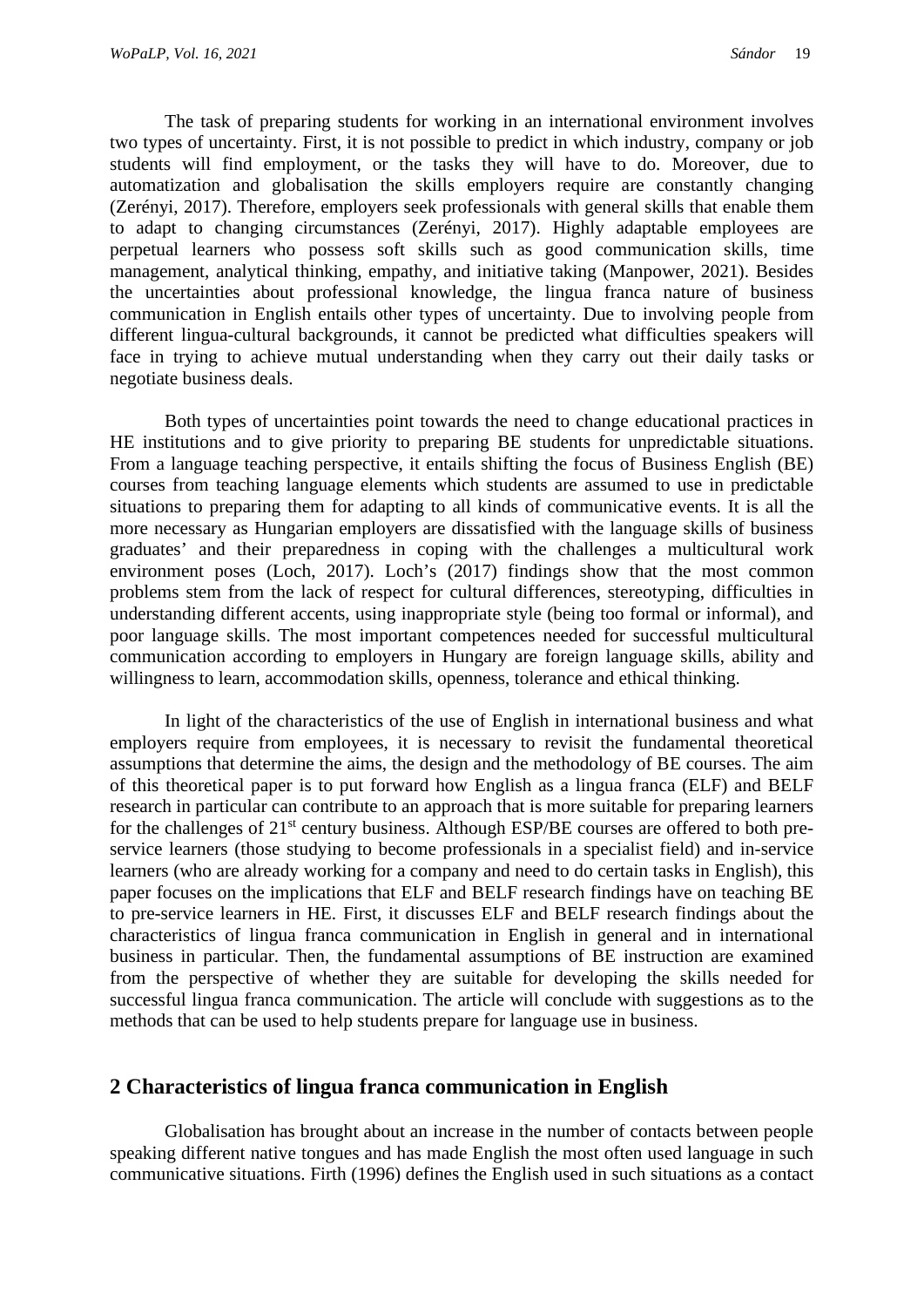The task of preparing students for working in an international environment involves two types of uncertainty. First, it is not possible to predict in which industry, company or job students will find employment, or the tasks they will have to do. Moreover, due to automatization and globalisation the skills employers require are constantly changing (Zerényi, 2017). Therefore, employers seek professionals with general skills that enable them to adapt to changing circumstances (Zerényi, 2017). Highly adaptable employees are perpetual learners who possess soft skills such as good communication skills, time management, analytical thinking, empathy, and initiative taking (Manpower, 2021). Besides the uncertainties about professional knowledge, the lingua franca nature of business communication in English entails other types of uncertainty. Due to involving people from different lingua-cultural backgrounds, it cannot be predicted what difficulties speakers will face in trying to achieve mutual understanding when they carry out their daily tasks or negotiate business deals.

Both types of uncertainties point towards the need to change educational practices in HE institutions and to give priority to preparing BE students for unpredictable situations. From a language teaching perspective, it entails shifting the focus of Business English (BE) courses from teaching language elements which students are assumed to use in predictable situations to preparing them for adapting to all kinds of communicative events. It is all the more necessary as Hungarian employers are dissatisfied with the language skills of business graduates' and their preparedness in coping with the challenges a multicultural work environment poses (Loch, 2017). Loch's (2017) findings show that the most common problems stem from the lack of respect for cultural differences, stereotyping, difficulties in understanding different accents, using inappropriate style (being too formal or informal), and poor language skills. The most important competences needed for successful multicultural communication according to employers in Hungary are foreign language skills, ability and willingness to learn, accommodation skills, openness, tolerance and ethical thinking.

In light of the characteristics of the use of English in international business and what employers require from employees, it is necessary to revisit the fundamental theoretical assumptions that determine the aims, the design and the methodology of BE courses. The aim of this theoretical paper is to put forward how English as a lingua franca (ELF) and BELF research in particular can contribute to an approach that is more suitable for preparing learners for the challenges of 21st century business. Although ESP/BE courses are offered to both pre-service learners (those studying to become professionals in a specialist field) and in-service learners (who are already working for a company and need to do certain tasks in English), this paper focuses on the implications that ELF and BELF research findings have on teaching BE to pre-service learners in HE. First, it discusses ELF and BELF research findings about the characteristics of lingua franca communication in English in general and in international business in particular. Then, the fundamental assumptions of BE instruction are examined from the perspective of whether they are suitable for developing the skills needed for successful lingua franca communication. The article will conclude with suggestions as to the methods that can be used to help students prepare for language use in business.

## 2 Characteristics of lingua franca communication in English

Globalisation has brought about an increase in the number of contacts between people speaking different native tongues and has made English the most often used language in such communicative situations. Firth (1996) defines the English used in such situations as a contact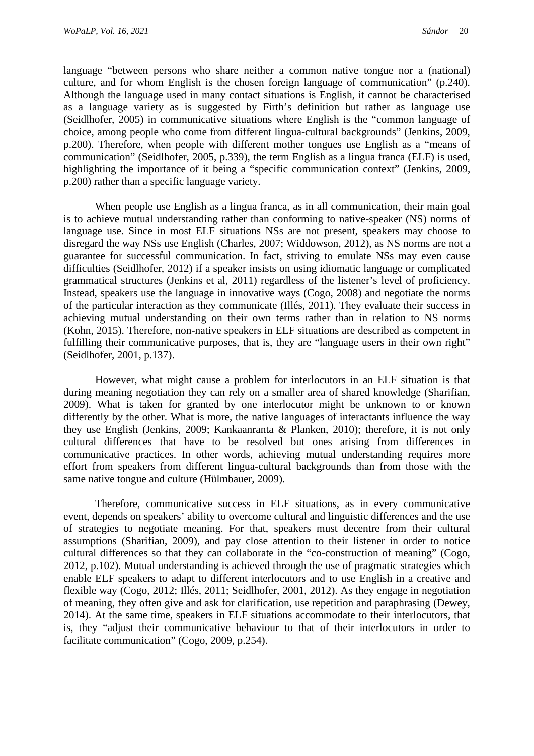language "between persons who share neither a common native tongue nor a (national) culture, and for whom English is the chosen foreign language of communication" (p.240). Although the language used in many contact situations is English, it cannot be characterised as a language variety as is suggested by Firth's definition but rather as language use (Seidlhofer, 2005) in communicative situations where English is the "common language of choice, among people who come from different lingua-cultural backgrounds" (Jenkins, 2009, p.200). Therefore, when people with different mother tongues use English as a "means of communication" (Seidlhofer, 2005, p.339), the term English as a lingua franca (ELF) is used, highlighting the importance of it being a "specific communication context" (Jenkins, 2009, p.200) rather than a specific language variety.

When people use English as a lingua franca, as in all communication, their main goal is to achieve mutual understanding rather than conforming to native-speaker (NS) norms of language use. Since in most ELF situations NSs are not present, speakers may choose to disregard the way NSs use English (Charles, 2007; Widdowson, 2012), as NS norms are not a guarantee for successful communication. In fact, striving to emulate NSs may even cause difficulties (Seidlhofer, 2012) if a speaker insists on using idiomatic language or complicated grammatical structures (Jenkins et al, 2011) regardless of the listener's level of proficiency. Instead, speakers use the language in innovative ways (Cogo, 2008) and negotiate the norms of the particular interaction as they communicate (Illés, 2011). They evaluate their success in achieving mutual understanding on their own terms rather than in relation to NS norms (Kohn, 2015). Therefore, non-native speakers in ELF situations are described as competent in fulfilling their communicative purposes, that is, they are "language users in their own right" (Seidlhofer, 2001, p.137).

However, what might cause a problem for interlocutors in an ELF situation is that during meaning negotiation they can rely on a smaller area of shared knowledge (Sharifian, 2009). What is taken for granted by one interlocutor might be unknown to or known differently by the other. What is more, the native languages of interactants influence the way they use English (Jenkins, 2009; Kankaanranta & Planken, 2010); therefore, it is not only cultural differences that have to be resolved but ones arising from differences in communicative practices. In other words, achieving mutual understanding requires more effort from speakers from different lingua-cultural backgrounds than from those with the same native tongue and culture (Hülmbauer, 2009).

Therefore, communicative success in ELF situations, as in every communicative event, depends on speakers' ability to overcome cultural and linguistic differences and the use of strategies to negotiate meaning. For that, speakers must decentre from their cultural assumptions (Sharifian, 2009), and pay close attention to their listener in order to notice cultural differences so that they can collaborate in the "co-construction of meaning" (Cogo, 2012, p.102). Mutual understanding is achieved through the use of pragmatic strategies which enable ELF speakers to adapt to different interlocutors and to use English in a creative and flexible way (Cogo, 2012; Illés, 2011; Seidlhofer, 2001, 2012). As they engage in negotiation of meaning, they often give and ask for clarification, use repetition and paraphrasing (Dewey, 2014). At the same time, speakers in ELF situations accommodate to their interlocutors, that is, they "adjust their communicative behaviour to that of their interlocutors in order to facilitate communication" (Cogo, 2009, p.254).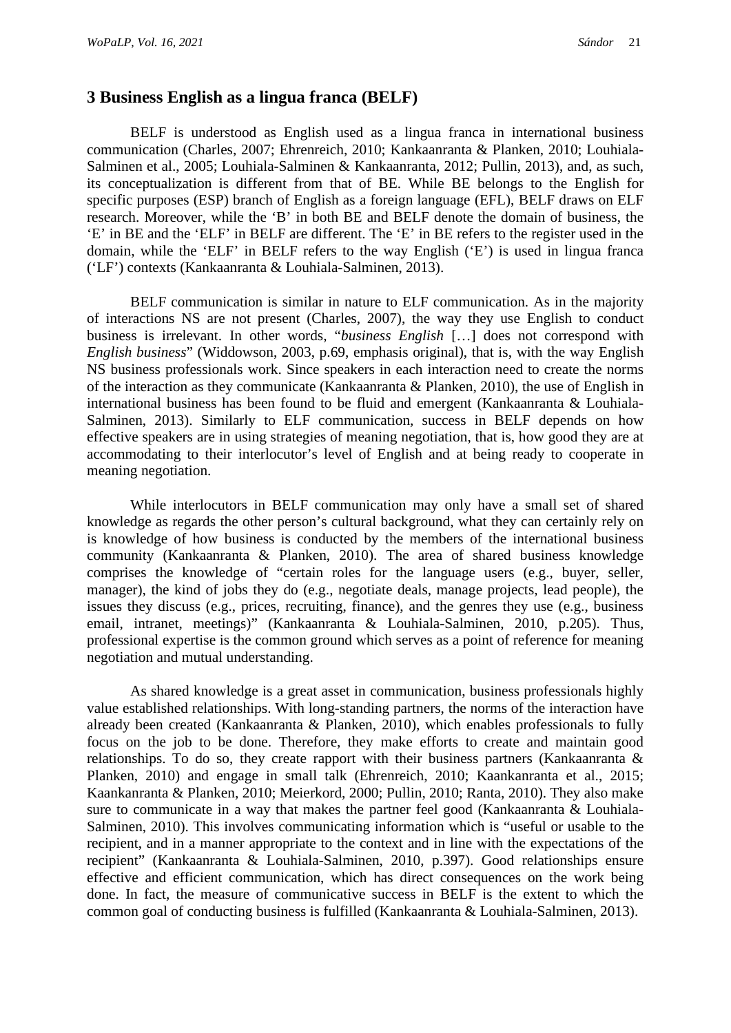## 3 Business English as a lingua franca (BELF)

BELF is understood as English used as a lingua franca in international business communication (Charles, 2007; Ehrenreich, 2010; Kankaanranta & Planken, 2010; Louhiala-Salminen et al., 2005; Louhiala-Salminen & Kankaanranta, 2012; Pullin, 2013), and, as such, its conceptualization is different from that of BE. While BE belongs to the English for specific purposes (ESP) branch of English as a foreign language (EFL), BELF draws on ELF research. Moreover, while the 'B' in both BE and BELF denote the domain of business, the 'E' in BE and the 'ELF' in BELF are different. The 'E' in BE refers to the register used in the domain, while the 'ELF' in BELF refers to the way English ('E') is used in lingua franca ('LF') contexts (Kankaanranta & Louhiala-Salminen, 2013).

BELF communication is similar in nature to ELF communication. As in the majority of interactions NS are not present (Charles, 2007), the way they use English to conduct business is irrelevant. In other words, "*business English* […] does not correspond with *English business*" (Widdowson, 2003, p.69, emphasis original), that is, with the way English NS business professionals work. Since speakers in each interaction need to create the norms of the interaction as they communicate (Kankaanranta & Planken, 2010), the use of English in international business has been found to be fluid and emergent (Kankaanranta & Louhiala-Salminen, 2013). Similarly to ELF communication, success in BELF depends on how effective speakers are in using strategies of meaning negotiation, that is, how good they are at accommodating to their interlocutor's level of English and at being ready to cooperate in meaning negotiation.

While interlocutors in BELF communication may only have a small set of shared knowledge as regards the other person's cultural background, what they can certainly rely on is knowledge of how business is conducted by the members of the international business community (Kankaanranta & Planken, 2010). The area of shared business knowledge comprises the knowledge of "certain roles for the language users (e.g., buyer, seller, manager), the kind of jobs they do (e.g., negotiate deals, manage projects, lead people), the issues they discuss (e.g., prices, recruiting, finance), and the genres they use (e.g., business email, intranet, meetings)" (Kankaanranta & Louhiala-Salminen, 2010, p.205). Thus, professional expertise is the common ground which serves as a point of reference for meaning negotiation and mutual understanding.

As shared knowledge is a great asset in communication, business professionals highly value established relationships. With long-standing partners, the norms of the interaction have already been created (Kankaanranta & Planken, 2010), which enables professionals to fully focus on the job to be done. Therefore, they make efforts to create and maintain good relationships. To do so, they create rapport with their business partners (Kankaanranta & Planken, 2010) and engage in small talk (Ehrenreich, 2010; Kaankanranta et al., 2015; Kaankanranta & Planken, 2010; Meierkord, 2000; Pullin, 2010; Ranta, 2010). They also make sure to communicate in a way that makes the partner feel good (Kankaanranta & Louhiala-Salminen, 2010). This involves communicating information which is "useful or usable to the recipient, and in a manner appropriate to the context and in line with the expectations of the recipient" (Kankaanranta & Louhiala-Salminen, 2010, p.397). Good relationships ensure effective and efficient communication, which has direct consequences on the work being done. In fact, the measure of communicative success in BELF is the extent to which the common goal of conducting business is fulfilled (Kankaanranta & Louhiala-Salminen, 2013).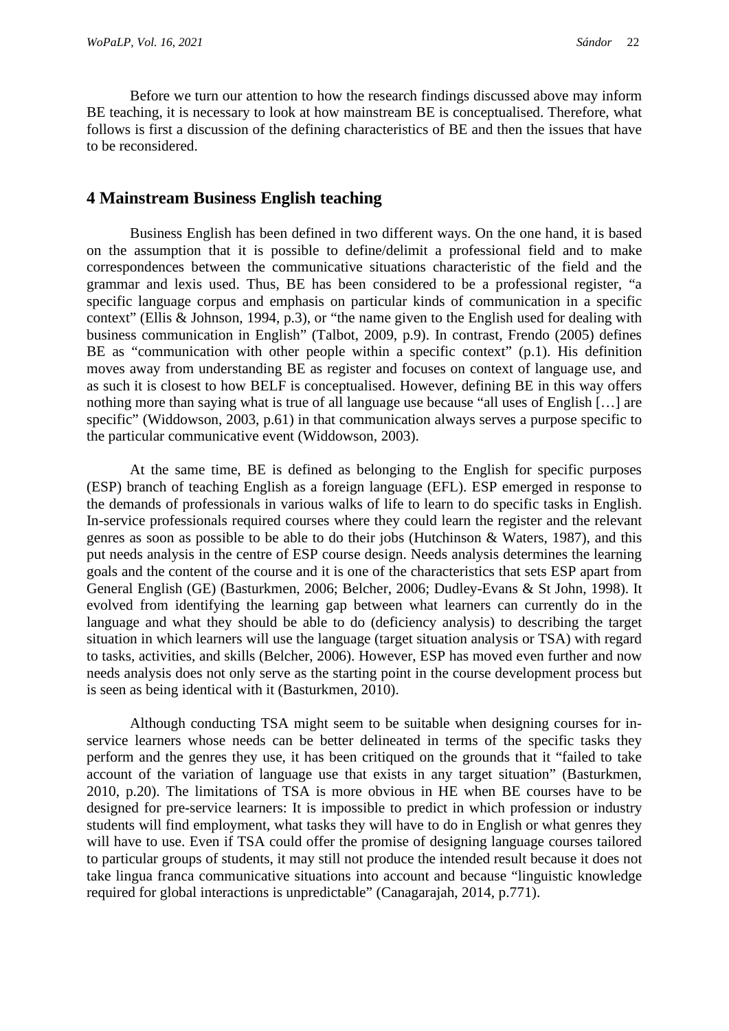Before we turn our attention to how the research findings discussed above may inform BE teaching, it is necessary to look at how mainstream BE is conceptualised. Therefore, what follows is first a discussion of the defining characteristics of BE and then the issues that have to be reconsidered.

## 4 Mainstream Business English teaching

Business English has been defined in two different ways. On the one hand, it is based on the assumption that it is possible to define/delimit a professional field and to make correspondences between the communicative situations characteristic of the field and the grammar and lexis used. Thus, BE has been considered to be a professional register, "a specific language corpus and emphasis on particular kinds of communication in a specific context" (Ellis & Johnson, 1994, p.3), or "the name given to the English used for dealing with business communication in English" (Talbot, 2009, p.9). In contrast, Frendo (2005) defines BE as "communication with other people within a specific context" (p.1). His definition moves away from understanding BE as register and focuses on context of language use, and as such it is closest to how BELF is conceptualised. However, defining BE in this way offers nothing more than saying what is true of all language use because "all uses of English […] are specific" (Widdowson, 2003, p.61) in that communication always serves a purpose specific to the particular communicative event (Widdowson, 2003).

At the same time, BE is defined as belonging to the English for specific purposes (ESP) branch of teaching English as a foreign language (EFL). ESP emerged in response to the demands of professionals in various walks of life to learn to do specific tasks in English. In-service professionals required courses where they could learn the register and the relevant genres as soon as possible to be able to do their jobs (Hutchinson & Waters, 1987), and this put needs analysis in the centre of ESP course design. Needs analysis determines the learning goals and the content of the course and it is one of the characteristics that sets ESP apart from General English (GE) (Basturkmen, 2006; Belcher, 2006; Dudley-Evans & St John, 1998). It evolved from identifying the learning gap between what learners can currently do in the language and what they should be able to do (deficiency analysis) to describing the target situation in which learners will use the language (target situation analysis or TSA) with regard to tasks, activities, and skills (Belcher, 2006). However, ESP has moved even further and now needs analysis does not only serve as the starting point in the course development process but is seen as being identical with it (Basturkmen, 2010).

Although conducting TSA might seem to be suitable when designing courses for in-service learners whose needs can be better delineated in terms of the specific tasks they perform and the genres they use, it has been critiqued on the grounds that it "failed to take account of the variation of language use that exists in any target situation" (Basturkmen, 2010, p.20). The limitations of TSA is more obvious in HE when BE courses have to be designed for pre-service learners: It is impossible to predict in which profession or industry students will find employment, what tasks they will have to do in English or what genres they will have to use. Even if TSA could offer the promise of designing language courses tailored to particular groups of students, it may still not produce the intended result because it does not take lingua franca communicative situations into account and because "linguistic knowledge required for global interactions is unpredictable" (Canagarajah, 2014, p.771).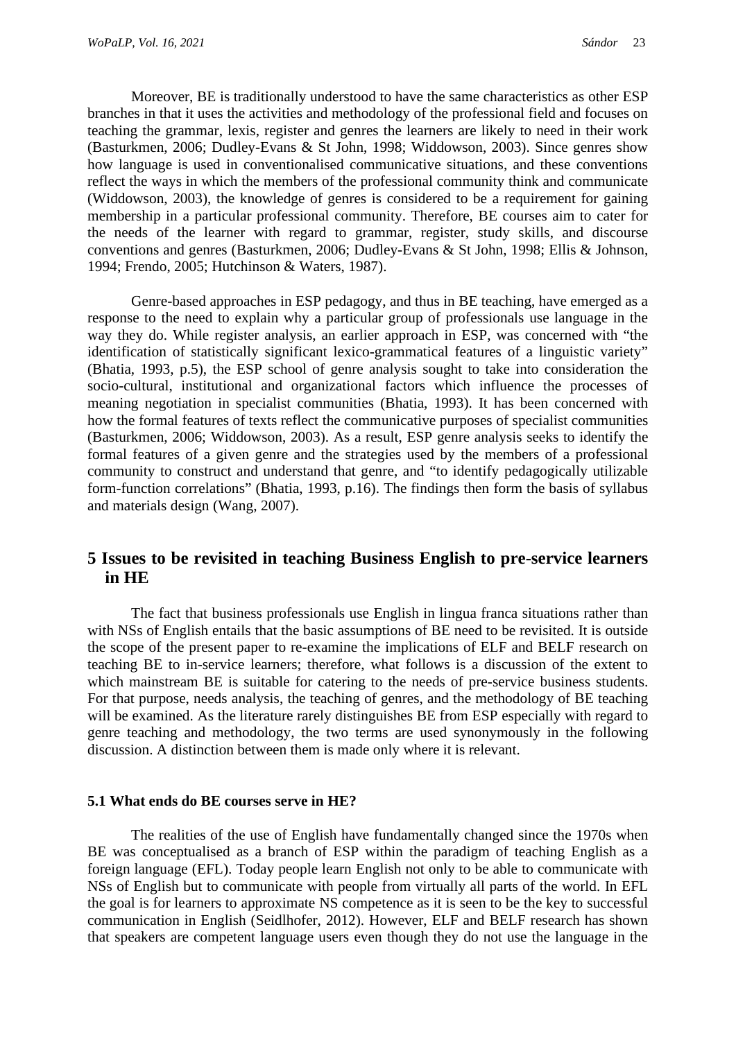Moreover, BE is traditionally understood to have the same characteristics as other ESP branches in that it uses the activities and methodology of the professional field and focuses on teaching the grammar, lexis, register and genres the learners are likely to need in their work (Basturkmen, 2006; Dudley-Evans & St John, 1998; Widdowson, 2003). Since genres show how language is used in conventionalised communicative situations, and these conventions reflect the ways in which the members of the professional community think and communicate (Widdowson, 2003), the knowledge of genres is considered to be a requirement for gaining membership in a particular professional community. Therefore, BE courses aim to cater for the needs of the learner with regard to grammar, register, study skills, and discourse conventions and genres (Basturkmen, 2006; Dudley-Evans & St John, 1998; Ellis & Johnson, 1994; Frendo, 2005; Hutchinson & Waters, 1987).

Genre-based approaches in ESP pedagogy, and thus in BE teaching, have emerged as a response to the need to explain why a particular group of professionals use language in the way they do. While register analysis, an earlier approach in ESP, was concerned with "the identification of statistically significant lexico-grammatical features of a linguistic variety" (Bhatia, 1993, p.5), the ESP school of genre analysis sought to take into consideration the socio-cultural, institutional and organizational factors which influence the processes of meaning negotiation in specialist communities (Bhatia, 1993). It has been concerned with how the formal features of texts reflect the communicative purposes of specialist communities (Basturkmen, 2006; Widdowson, 2003). As a result, ESP genre analysis seeks to identify the formal features of a given genre and the strategies used by the members of a professional community to construct and understand that genre, and "to identify pedagogically utilizable form-function correlations" (Bhatia, 1993, p.16). The findings then form the basis of syllabus and materials design (Wang, 2007).

## 5 Issues to be revisited in teaching Business English to pre-service learners in HE

The fact that business professionals use English in lingua franca situations rather than with NSs of English entails that the basic assumptions of BE need to be revisited. It is outside the scope of the present paper to re-examine the implications of ELF and BELF research on teaching BE to in-service learners; therefore, what follows is a discussion of the extent to which mainstream BE is suitable for catering to the needs of pre-service business students. For that purpose, needs analysis, the teaching of genres, and the methodology of BE teaching will be examined. As the literature rarely distinguishes BE from ESP especially with regard to genre teaching and methodology, the two terms are used synonymously in the following discussion. A distinction between them is made only where it is relevant.

### 5.1 What ends do BE courses serve in HE?

The realities of the use of English have fundamentally changed since the 1970s when BE was conceptualised as a branch of ESP within the paradigm of teaching English as a foreign language (EFL). Today people learn English not only to be able to communicate with NSs of English but to communicate with people from virtually all parts of the world. In EFL the goal is for learners to approximate NS competence as it is seen to be the key to successful communication in English (Seidlhofer, 2012). However, ELF and BELF research has shown that speakers are competent language users even though they do not use the language in the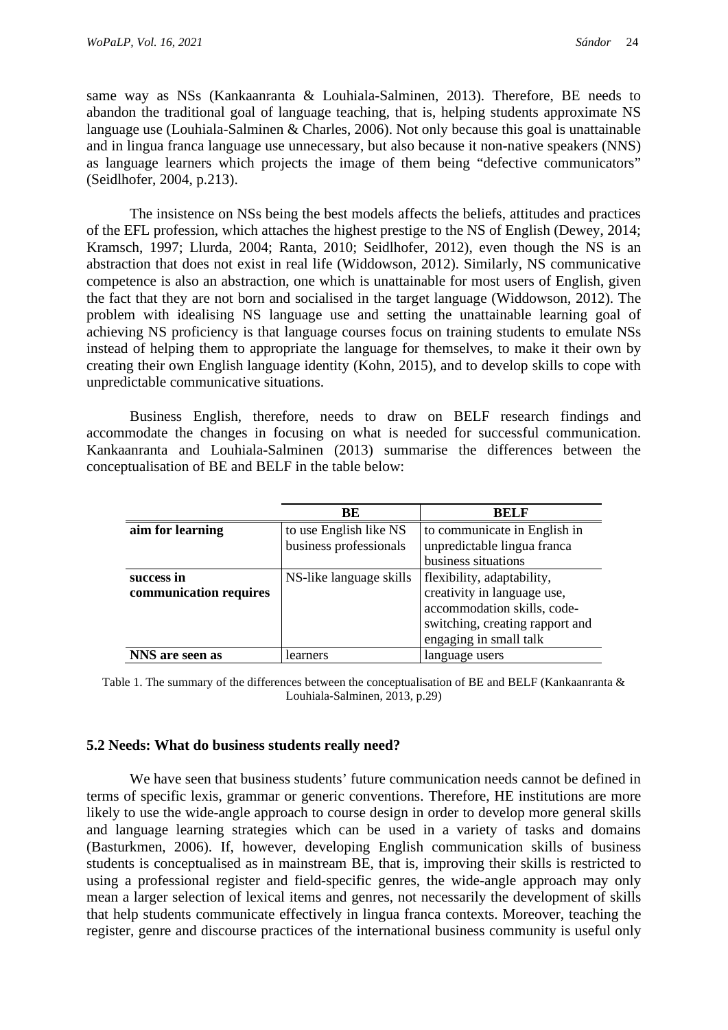same way as NSs (Kankaanranta & Louhiala-Salminen, 2013). Therefore, BE needs to abandon the traditional goal of language teaching, that is, helping students approximate NS language use (Louhiala-Salminen & Charles, 2006). Not only because this goal is unattainable and in lingua franca language use unnecessary, but also because it non-native speakers (NNS) as language learners which projects the image of them being "defective communicators" (Seidlhofer, 2004, p.213).

The insistence on NSs being the best models affects the beliefs, attitudes and practices of the EFL profession, which attaches the highest prestige to the NS of English (Dewey, 2014; Kramsch, 1997; Llurda, 2004; Ranta, 2010; Seidlhofer, 2012), even though the NS is an abstraction that does not exist in real life (Widdowson, 2012). Similarly, NS communicative competence is also an abstraction, one which is unattainable for most users of English, given the fact that they are not born and socialised in the target language (Widdowson, 2012). The problem with idealising NS language use and setting the unattainable learning goal of achieving NS proficiency is that language courses focus on training students to emulate NSs instead of helping them to appropriate the language for themselves, to make it their own by creating their own English language identity (Kohn, 2015), and to develop skills to cope with unpredictable communicative situations.

Business English, therefore, needs to draw on BELF research findings and accommodate the changes in focusing on what is needed for successful communication. Kankaanranta and Louhiala-Salminen (2013) summarise the differences between the conceptualisation of BE and BELF in the table below:

| | **BE** | **BELF** |
|---|---|---|
| **aim for learning** | to use English like NS business professionals | to communicate in English in unpredictable lingua franca business situations |
| **success in communication requires** | NS-like language skills | flexibility, adaptability, creativity in language use, accommodation skills, code-switching, creating rapport and engaging in small talk |
| **NNS are seen as** | learners | language users |

Table 1. The summary of the differences between the conceptualisation of BE and BELF (Kankaanranta & Louhiala-Salminen, 2013, p.29)

### 5.2 Needs: What do business students really need?

We have seen that business students' future communication needs cannot be defined in terms of specific lexis, grammar or generic conventions. Therefore, HE institutions are more likely to use the wide-angle approach to course design in order to develop more general skills and language learning strategies which can be used in a variety of tasks and domains (Basturkmen, 2006). If, however, developing English communication skills of business students is conceptualised as in mainstream BE, that is, improving their skills is restricted to using a professional register and field-specific genres, the wide-angle approach may only mean a larger selection of lexical items and genres, not necessarily the development of skills that help students communicate effectively in lingua franca contexts. Moreover, teaching the register, genre and discourse practices of the international business community is useful only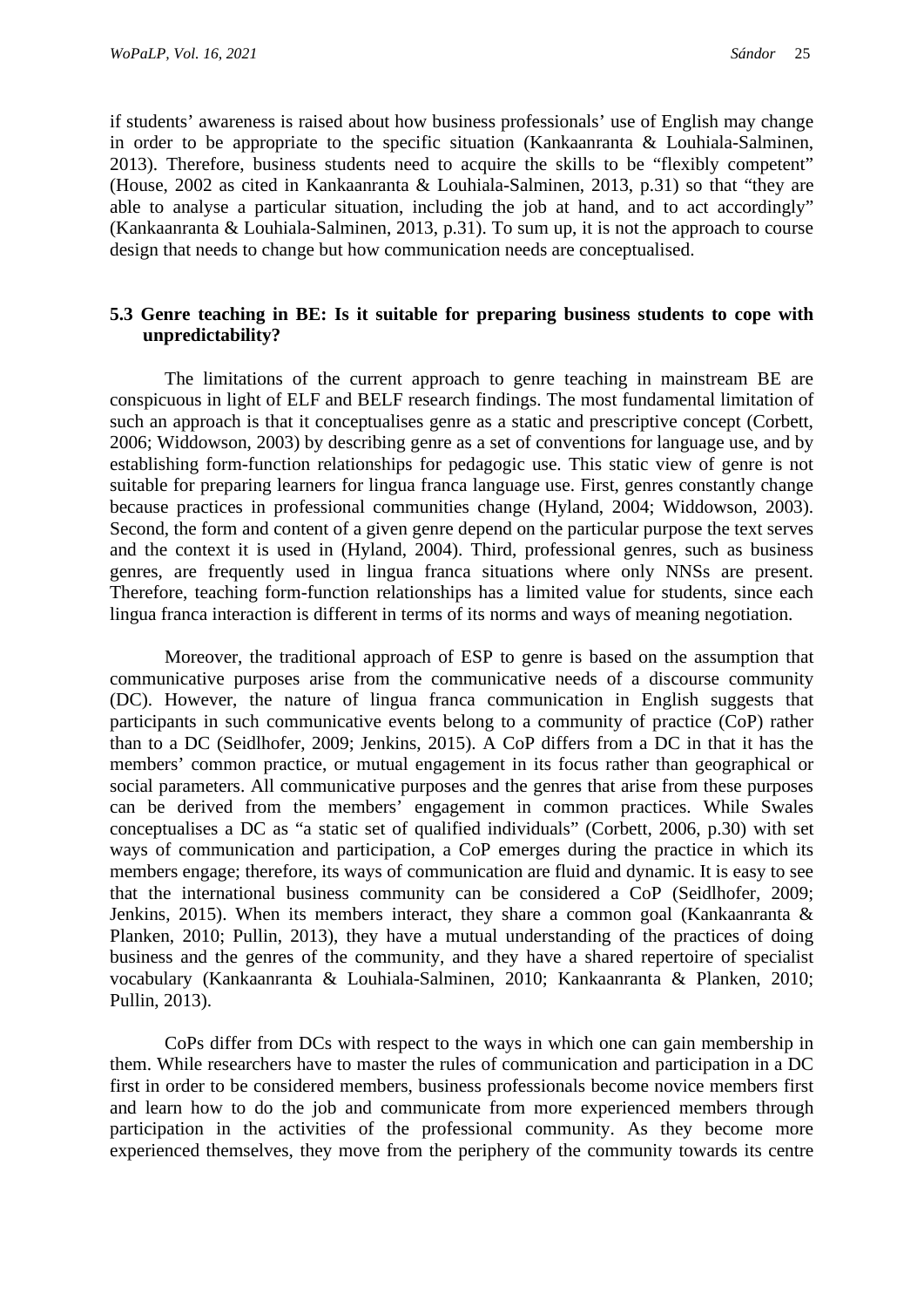if students' awareness is raised about how business professionals' use of English may change in order to be appropriate to the specific situation (Kankaanranta & Louhiala-Salminen, 2013). Therefore, business students need to acquire the skills to be "flexibly competent" (House, 2002 as cited in Kankaanranta & Louhiala-Salminen, 2013, p.31) so that "they are able to analyse a particular situation, including the job at hand, and to act accordingly" (Kankaanranta & Louhiala-Salminen, 2013, p.31). To sum up, it is not the approach to course design that needs to change but how communication needs are conceptualised.

### 5.3 Genre teaching in BE: Is it suitable for preparing business students to cope with unpredictability?

The limitations of the current approach to genre teaching in mainstream BE are conspicuous in light of ELF and BELF research findings. The most fundamental limitation of such an approach is that it conceptualises genre as a static and prescriptive concept (Corbett, 2006; Widdowson, 2003) by describing genre as a set of conventions for language use, and by establishing form-function relationships for pedagogic use. This static view of genre is not suitable for preparing learners for lingua franca language use. First, genres constantly change because practices in professional communities change (Hyland, 2004; Widdowson, 2003). Second, the form and content of a given genre depend on the particular purpose the text serves and the context it is used in (Hyland, 2004). Third, professional genres, such as business genres, are frequently used in lingua franca situations where only NNSs are present. Therefore, teaching form-function relationships has a limited value for students, since each lingua franca interaction is different in terms of its norms and ways of meaning negotiation.

Moreover, the traditional approach of ESP to genre is based on the assumption that communicative purposes arise from the communicative needs of a discourse community (DC). However, the nature of lingua franca communication in English suggests that participants in such communicative events belong to a community of practice (CoP) rather than to a DC (Seidlhofer, 2009; Jenkins, 2015). A CoP differs from a DC in that it has the members' common practice, or mutual engagement in its focus rather than geographical or social parameters. All communicative purposes and the genres that arise from these purposes can be derived from the members' engagement in common practices. While Swales conceptualises a DC as "a static set of qualified individuals" (Corbett, 2006, p.30) with set ways of communication and participation, a CoP emerges during the practice in which its members engage; therefore, its ways of communication are fluid and dynamic. It is easy to see that the international business community can be considered a CoP (Seidlhofer, 2009; Jenkins, 2015). When its members interact, they share a common goal (Kankaanranta & Planken, 2010; Pullin, 2013), they have a mutual understanding of the practices of doing business and the genres of the community, and they have a shared repertoire of specialist vocabulary (Kankaanranta & Louhiala-Salminen, 2010; Kankaanranta & Planken, 2010; Pullin, 2013).

CoPs differ from DCs with respect to the ways in which one can gain membership in them. While researchers have to master the rules of communication and participation in a DC first in order to be considered members, business professionals become novice members first and learn how to do the job and communicate from more experienced members through participation in the activities of the professional community. As they become more experienced themselves, they move from the periphery of the community towards its centre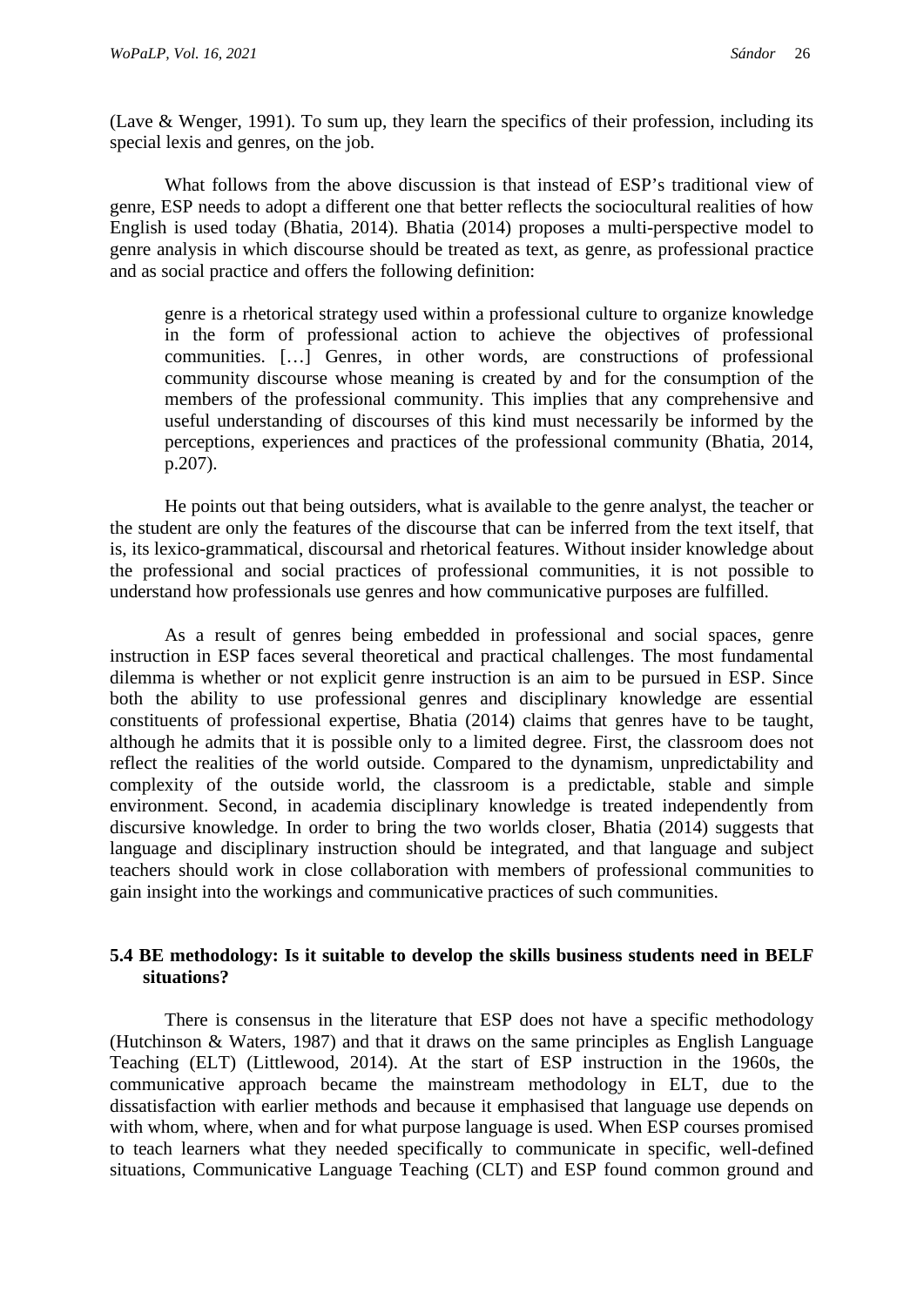(Lave & Wenger, 1991). To sum up, they learn the specifics of their profession, including its special lexis and genres, on the job.

What follows from the above discussion is that instead of ESP's traditional view of genre, ESP needs to adopt a different one that better reflects the sociocultural realities of how English is used today (Bhatia, 2014). Bhatia (2014) proposes a multi-perspective model to genre analysis in which discourse should be treated as text, as genre, as professional practice and as social practice and offers the following definition:

> genre is a rhetorical strategy used within a professional culture to organize knowledge in the form of professional action to achieve the objectives of professional communities. […] Genres, in other words, are constructions of professional community discourse whose meaning is created by and for the consumption of the members of the professional community. This implies that any comprehensive and useful understanding of discourses of this kind must necessarily be informed by the perceptions, experiences and practices of the professional community (Bhatia, 2014, p.207).

He points out that being outsiders, what is available to the genre analyst, the teacher or the student are only the features of the discourse that can be inferred from the text itself, that is, its lexico-grammatical, discoursal and rhetorical features. Without insider knowledge about the professional and social practices of professional communities, it is not possible to understand how professionals use genres and how communicative purposes are fulfilled.

As a result of genres being embedded in professional and social spaces, genre instruction in ESP faces several theoretical and practical challenges. The most fundamental dilemma is whether or not explicit genre instruction is an aim to be pursued in ESP. Since both the ability to use professional genres and disciplinary knowledge are essential constituents of professional expertise, Bhatia (2014) claims that genres have to be taught, although he admits that it is possible only to a limited degree. First, the classroom does not reflect the realities of the world outside. Compared to the dynamism, unpredictability and complexity of the outside world, the classroom is a predictable, stable and simple environment. Second, in academia disciplinary knowledge is treated independently from discursive knowledge. In order to bring the two worlds closer, Bhatia (2014) suggests that language and disciplinary instruction should be integrated, and that language and subject teachers should work in close collaboration with members of professional communities to gain insight into the workings and communicative practices of such communities.

### 5.4 BE methodology: Is it suitable to develop the skills business students need in BELF situations?

There is consensus in the literature that ESP does not have a specific methodology (Hutchinson & Waters, 1987) and that it draws on the same principles as English Language Teaching (ELT) (Littlewood, 2014). At the start of ESP instruction in the 1960s, the communicative approach became the mainstream methodology in ELT, due to the dissatisfaction with earlier methods and because it emphasised that language use depends on with whom, where, when and for what purpose language is used. When ESP courses promised to teach learners what they needed specifically to communicate in specific, well-defined situations, Communicative Language Teaching (CLT) and ESP found common ground and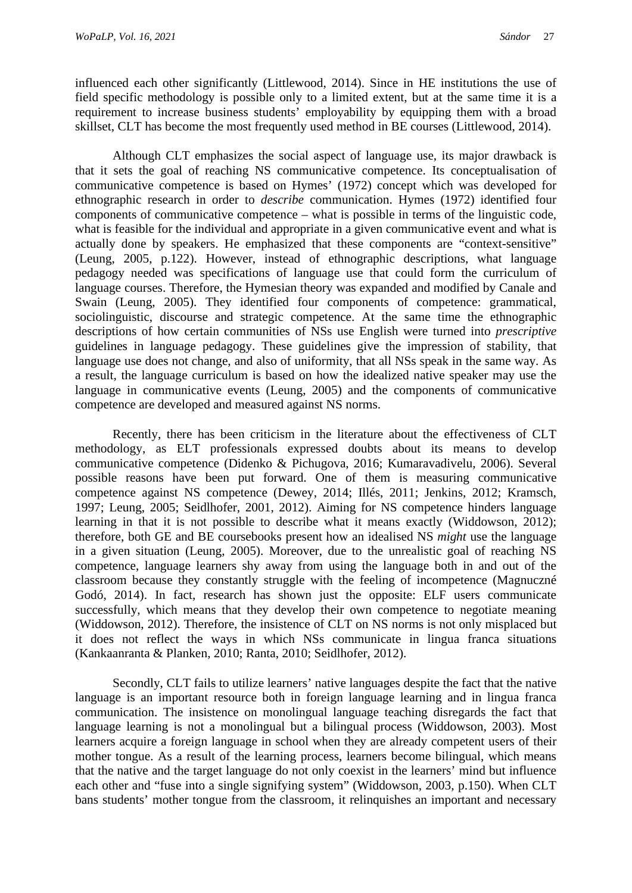influenced each other significantly (Littlewood, 2014). Since in HE institutions the use of field specific methodology is possible only to a limited extent, but at the same time it is a requirement to increase business students' employability by equipping them with a broad skillset, CLT has become the most frequently used method in BE courses (Littlewood, 2014).

Although CLT emphasizes the social aspect of language use, its major drawback is that it sets the goal of reaching NS communicative competence. Its conceptualisation of communicative competence is based on Hymes' (1972) concept which was developed for ethnographic research in order to *describe* communication. Hymes (1972) identified four components of communicative competence – what is possible in terms of the linguistic code, what is feasible for the individual and appropriate in a given communicative event and what is actually done by speakers. He emphasized that these components are "context-sensitive" (Leung, 2005, p.122). However, instead of ethnographic descriptions, what language pedagogy needed was specifications of language use that could form the curriculum of language courses. Therefore, the Hymesian theory was expanded and modified by Canale and Swain (Leung, 2005). They identified four components of competence: grammatical, sociolinguistic, discourse and strategic competence. At the same time the ethnographic descriptions of how certain communities of NSs use English were turned into *prescriptive* guidelines in language pedagogy. These guidelines give the impression of stability, that language use does not change, and also of uniformity, that all NSs speak in the same way. As a result, the language curriculum is based on how the idealized native speaker may use the language in communicative events (Leung, 2005) and the components of communicative competence are developed and measured against NS norms.

Recently, there has been criticism in the literature about the effectiveness of CLT methodology, as ELT professionals expressed doubts about its means to develop communicative competence (Didenko & Pichugova, 2016; Kumaravadivelu, 2006). Several possible reasons have been put forward. One of them is measuring communicative competence against NS competence (Dewey, 2014; Illés, 2011; Jenkins, 2012; Kramsch, 1997; Leung, 2005; Seidlhofer, 2001, 2012). Aiming for NS competence hinders language learning in that it is not possible to describe what it means exactly (Widdowson, 2012); therefore, both GE and BE coursebooks present how an idealised NS *might* use the language in a given situation (Leung, 2005). Moreover, due to the unrealistic goal of reaching NS competence, language learners shy away from using the language both in and out of the classroom because they constantly struggle with the feeling of incompetence (Magnuczné Godó, 2014). In fact, research has shown just the opposite: ELF users communicate successfully, which means that they develop their own competence to negotiate meaning (Widdowson, 2012). Therefore, the insistence of CLT on NS norms is not only misplaced but it does not reflect the ways in which NSs communicate in lingua franca situations (Kankaanranta & Planken, 2010; Ranta, 2010; Seidlhofer, 2012).

Secondly, CLT fails to utilize learners' native languages despite the fact that the native language is an important resource both in foreign language learning and in lingua franca communication. The insistence on monolingual language teaching disregards the fact that language learning is not a monolingual but a bilingual process (Widdowson, 2003). Most learners acquire a foreign language in school when they are already competent users of their mother tongue. As a result of the learning process, learners become bilingual, which means that the native and the target language do not only coexist in the learners' mind but influence each other and "fuse into a single signifying system" (Widdowson, 2003, p.150). When CLT bans students' mother tongue from the classroom, it relinquishes an important and necessary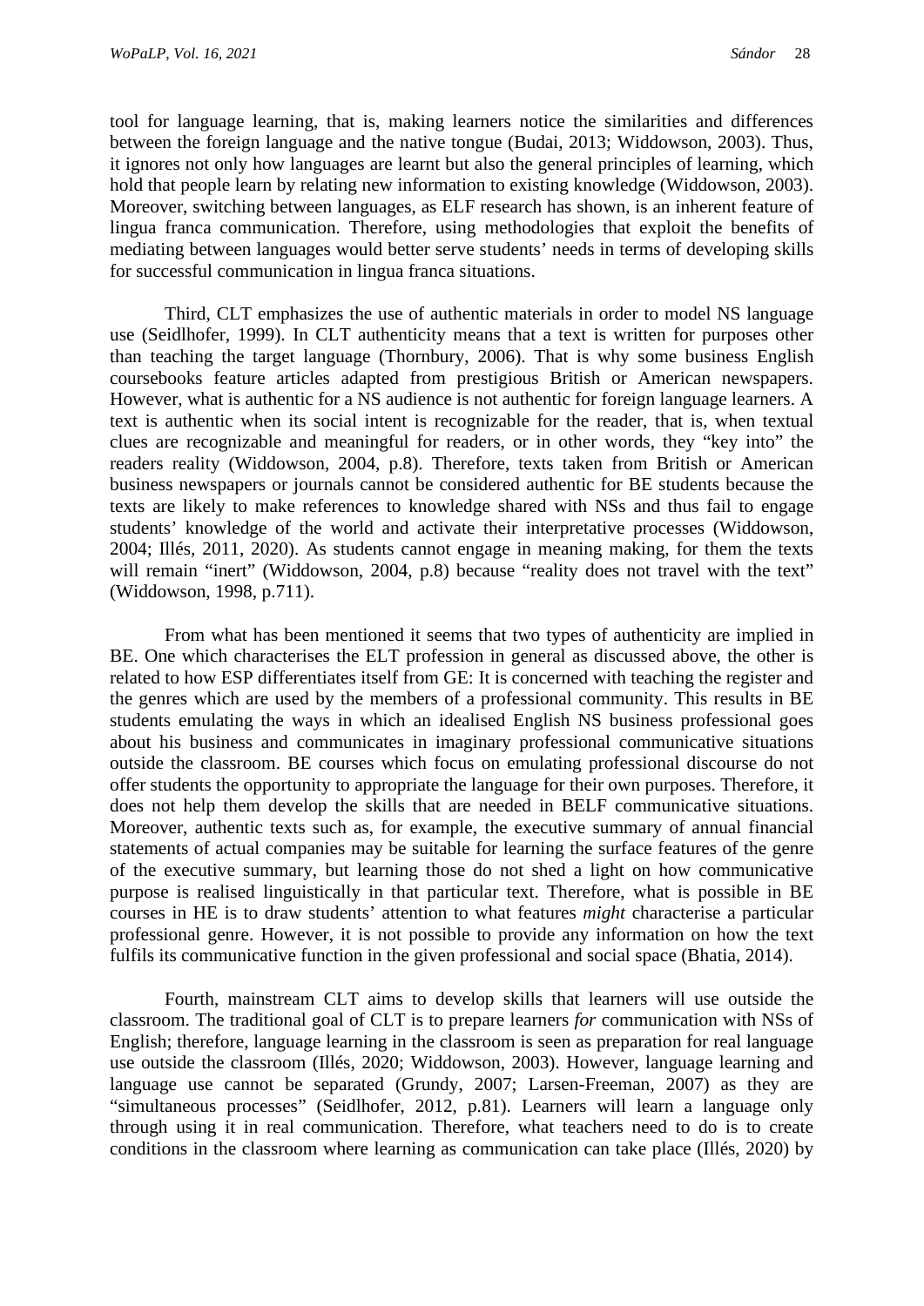tool for language learning, that is, making learners notice the similarities and differences between the foreign language and the native tongue (Budai, 2013; Widdowson, 2003). Thus, it ignores not only how languages are learnt but also the general principles of learning, which hold that people learn by relating new information to existing knowledge (Widdowson, 2003). Moreover, switching between languages, as ELF research has shown, is an inherent feature of lingua franca communication. Therefore, using methodologies that exploit the benefits of mediating between languages would better serve students' needs in terms of developing skills for successful communication in lingua franca situations.

Third, CLT emphasizes the use of authentic materials in order to model NS language use (Seidlhofer, 1999). In CLT authenticity means that a text is written for purposes other than teaching the target language (Thornbury, 2006). That is why some business English coursebooks feature articles adapted from prestigious British or American newspapers. However, what is authentic for a NS audience is not authentic for foreign language learners. A text is authentic when its social intent is recognizable for the reader, that is, when textual clues are recognizable and meaningful for readers, or in other words, they "key into" the readers reality (Widdowson, 2004, p.8). Therefore, texts taken from British or American business newspapers or journals cannot be considered authentic for BE students because the texts are likely to make references to knowledge shared with NSs and thus fail to engage students' knowledge of the world and activate their interpretative processes (Widdowson, 2004; Illés, 2011, 2020). As students cannot engage in meaning making, for them the texts will remain "inert" (Widdowson, 2004, p.8) because "reality does not travel with the text" (Widdowson, 1998, p.711).

From what has been mentioned it seems that two types of authenticity are implied in BE. One which characterises the ELT profession in general as discussed above, the other is related to how ESP differentiates itself from GE: It is concerned with teaching the register and the genres which are used by the members of a professional community. This results in BE students emulating the ways in which an idealised English NS business professional goes about his business and communicates in imaginary professional communicative situations outside the classroom. BE courses which focus on emulating professional discourse do not offer students the opportunity to appropriate the language for their own purposes. Therefore, it does not help them develop the skills that are needed in BELF communicative situations. Moreover, authentic texts such as, for example, the executive summary of annual financial statements of actual companies may be suitable for learning the surface features of the genre of the executive summary, but learning those do not shed a light on how communicative purpose is realised linguistically in that particular text. Therefore, what is possible in BE courses in HE is to draw students' attention to what features *might* characterise a particular professional genre. However, it is not possible to provide any information on how the text fulfils its communicative function in the given professional and social space (Bhatia, 2014).

Fourth, mainstream CLT aims to develop skills that learners will use outside the classroom. The traditional goal of CLT is to prepare learners *for* communication with NSs of English; therefore, language learning in the classroom is seen as preparation for real language use outside the classroom (Illés, 2020; Widdowson, 2003). However, language learning and language use cannot be separated (Grundy, 2007; Larsen-Freeman, 2007) as they are "simultaneous processes" (Seidlhofer, 2012, p.81). Learners will learn a language only through using it in real communication. Therefore, what teachers need to do is to create conditions in the classroom where learning as communication can take place (Illés, 2020) by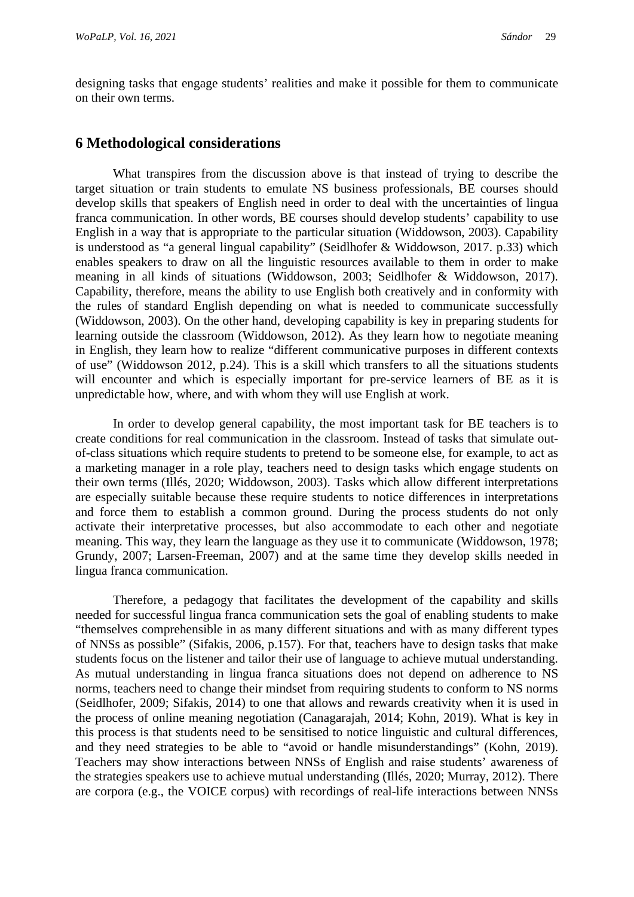designing tasks that engage students' realities and make it possible for them to communicate on their own terms.

## 6 Methodological considerations

What transpires from the discussion above is that instead of trying to describe the target situation or train students to emulate NS business professionals, BE courses should develop skills that speakers of English need in order to deal with the uncertainties of lingua franca communication. In other words, BE courses should develop students' capability to use English in a way that is appropriate to the particular situation (Widdowson, 2003). Capability is understood as "a general lingual capability" (Seidlhofer & Widdowson, 2017. p.33) which enables speakers to draw on all the linguistic resources available to them in order to make meaning in all kinds of situations (Widdowson, 2003; Seidlhofer & Widdowson, 2017). Capability, therefore, means the ability to use English both creatively and in conformity with the rules of standard English depending on what is needed to communicate successfully (Widdowson, 2003). On the other hand, developing capability is key in preparing students for learning outside the classroom (Widdowson, 2012). As they learn how to negotiate meaning in English, they learn how to realize "different communicative purposes in different contexts of use" (Widdowson 2012, p.24). This is a skill which transfers to all the situations students will encounter and which is especially important for pre-service learners of BE as it is unpredictable how, where, and with whom they will use English at work.

In order to develop general capability, the most important task for BE teachers is to create conditions for real communication in the classroom. Instead of tasks that simulate out-of-class situations which require students to pretend to be someone else, for example, to act as a marketing manager in a role play, teachers need to design tasks which engage students on their own terms (Illés, 2020; Widdowson, 2003). Tasks which allow different interpretations are especially suitable because these require students to notice differences in interpretations and force them to establish a common ground. During the process students do not only activate their interpretative processes, but also accommodate to each other and negotiate meaning. This way, they learn the language as they use it to communicate (Widdowson, 1978; Grundy, 2007; Larsen-Freeman, 2007) and at the same time they develop skills needed in lingua franca communication.

Therefore, a pedagogy that facilitates the development of the capability and skills needed for successful lingua franca communication sets the goal of enabling students to make "themselves comprehensible in as many different situations and with as many different types of NNSs as possible" (Sifakis, 2006, p.157). For that, teachers have to design tasks that make students focus on the listener and tailor their use of language to achieve mutual understanding. As mutual understanding in lingua franca situations does not depend on adherence to NS norms, teachers need to change their mindset from requiring students to conform to NS norms (Seidlhofer, 2009; Sifakis, 2014) to one that allows and rewards creativity when it is used in the process of online meaning negotiation (Canagarajah, 2014; Kohn, 2019). What is key in this process is that students need to be sensitised to notice linguistic and cultural differences, and they need strategies to be able to "avoid or handle misunderstandings" (Kohn, 2019). Teachers may show interactions between NNSs of English and raise students' awareness of the strategies speakers use to achieve mutual understanding (Illés, 2020; Murray, 2012). There are corpora (e.g., the VOICE corpus) with recordings of real-life interactions between NNSs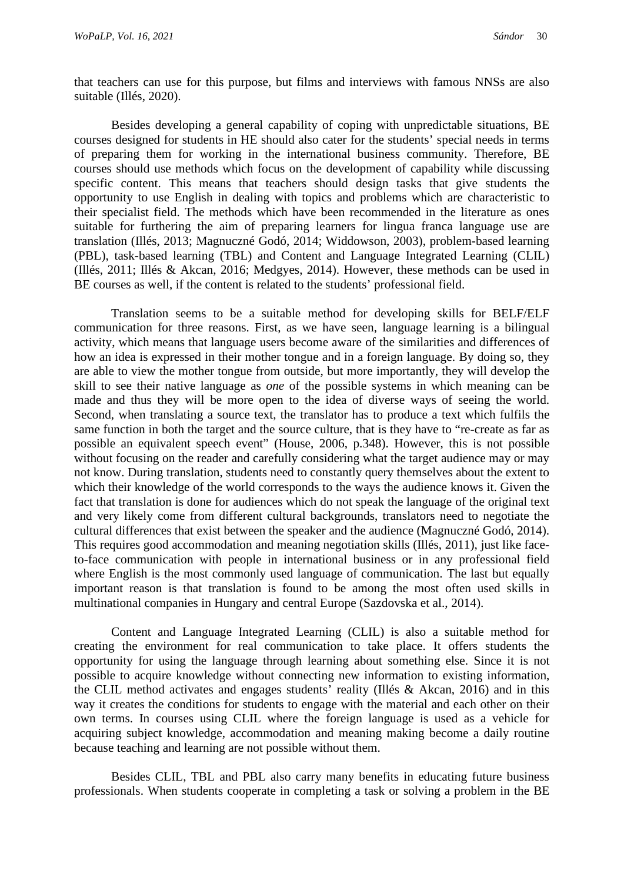that teachers can use for this purpose, but films and interviews with famous NNSs are also suitable (Illés, 2020).

Besides developing a general capability of coping with unpredictable situations, BE courses designed for students in HE should also cater for the students' special needs in terms of preparing them for working in the international business community. Therefore, BE courses should use methods which focus on the development of capability while discussing specific content. This means that teachers should design tasks that give students the opportunity to use English in dealing with topics and problems which are characteristic to their specialist field. The methods which have been recommended in the literature as ones suitable for furthering the aim of preparing learners for lingua franca language use are translation (Illés, 2013; Magnuczné Godó, 2014; Widdowson, 2003), problem-based learning (PBL), task-based learning (TBL) and Content and Language Integrated Learning (CLIL) (Illés, 2011; Illés & Akcan, 2016; Medgyes, 2014). However, these methods can be used in BE courses as well, if the content is related to the students' professional field.

Translation seems to be a suitable method for developing skills for BELF/ELF communication for three reasons. First, as we have seen, language learning is a bilingual activity, which means that language users become aware of the similarities and differences of how an idea is expressed in their mother tongue and in a foreign language. By doing so, they are able to view the mother tongue from outside, but more importantly, they will develop the skill to see their native language as *one* of the possible systems in which meaning can be made and thus they will be more open to the idea of diverse ways of seeing the world. Second, when translating a source text, the translator has to produce a text which fulfils the same function in both the target and the source culture, that is they have to "re-create as far as possible an equivalent speech event" (House, 2006, p.348). However, this is not possible without focusing on the reader and carefully considering what the target audience may or may not know. During translation, students need to constantly query themselves about the extent to which their knowledge of the world corresponds to the ways the audience knows it. Given the fact that translation is done for audiences which do not speak the language of the original text and very likely come from different cultural backgrounds, translators need to negotiate the cultural differences that exist between the speaker and the audience (Magnuczné Godó, 2014). This requires good accommodation and meaning negotiation skills (Illés, 2011), just like face-to-face communication with people in international business or in any professional field where English is the most commonly used language of communication. The last but equally important reason is that translation is found to be among the most often used skills in multinational companies in Hungary and central Europe (Sazdovska et al., 2014).

Content and Language Integrated Learning (CLIL) is also a suitable method for creating the environment for real communication to take place. It offers students the opportunity for using the language through learning about something else. Since it is not possible to acquire knowledge without connecting new information to existing information, the CLIL method activates and engages students' reality (Illés & Akcan, 2016) and in this way it creates the conditions for students to engage with the material and each other on their own terms. In courses using CLIL where the foreign language is used as a vehicle for acquiring subject knowledge, accommodation and meaning making become a daily routine because teaching and learning are not possible without them.

Besides CLIL, TBL and PBL also carry many benefits in educating future business professionals. When students cooperate in completing a task or solving a problem in the BE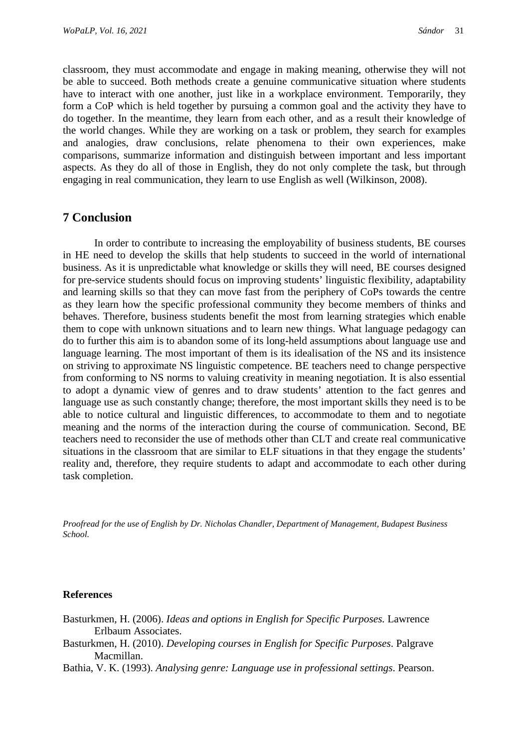classroom, they must accommodate and engage in making meaning, otherwise they will not be able to succeed. Both methods create a genuine communicative situation where students have to interact with one another, just like in a workplace environment. Temporarily, they form a CoP which is held together by pursuing a common goal and the activity they have to do together. In the meantime, they learn from each other, and as a result their knowledge of the world changes. While they are working on a task or problem, they search for examples and analogies, draw conclusions, relate phenomena to their own experiences, make comparisons, summarize information and distinguish between important and less important aspects. As they do all of those in English, they do not only complete the task, but through engaging in real communication, they learn to use English as well (Wilkinson, 2008).

## 7 Conclusion

In order to contribute to increasing the employability of business students, BE courses in HE need to develop the skills that help students to succeed in the world of international business. As it is unpredictable what knowledge or skills they will need, BE courses designed for pre-service students should focus on improving students' linguistic flexibility, adaptability and learning skills so that they can move fast from the periphery of CoPs towards the centre as they learn how the specific professional community they become members of thinks and behaves. Therefore, business students benefit the most from learning strategies which enable them to cope with unknown situations and to learn new things. What language pedagogy can do to further this aim is to abandon some of its long-held assumptions about language use and language learning. The most important of them is its idealisation of the NS and its insistence on striving to approximate NS linguistic competence. BE teachers need to change perspective from conforming to NS norms to valuing creativity in meaning negotiation. It is also essential to adopt a dynamic view of genres and to draw students' attention to the fact genres and language use as such constantly change; therefore, the most important skills they need is to be able to notice cultural and linguistic differences, to accommodate to them and to negotiate meaning and the norms of the interaction during the course of communication. Second, BE teachers need to reconsider the use of methods other than CLT and create real communicative situations in the classroom that are similar to ELF situations in that they engage the students' reality and, therefore, they require students to adapt and accommodate to each other during task completion.

*Proofread for the use of English by Dr. Nicholas Chandler, Department of Management, Budapest Business School.*

**References**

Basturkmen, H. (2006). *Ideas and options in English for Specific Purposes.* Lawrence Erlbaum Associates.

Basturkmen, H. (2010). *Developing courses in English for Specific Purposes*. Palgrave Macmillan.

Bathia, V. K. (1993). *Analysing genre: Language use in professional settings*. Pearson.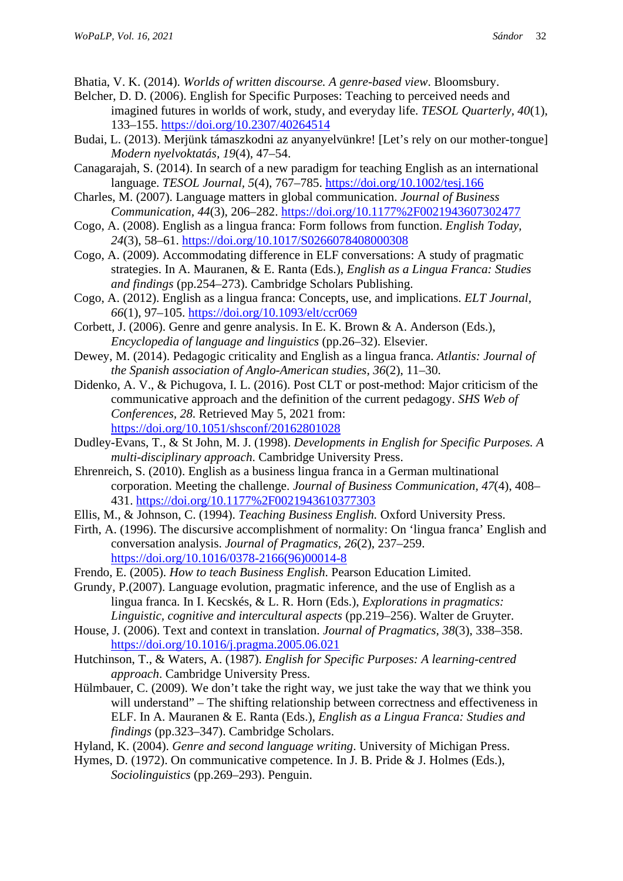Bhatia, V. K. (2014). *Worlds of written discourse. A genre-based view*. Bloomsbury.

Belcher, D. D. (2006). English for Specific Purposes: Teaching to perceived needs and imagined futures in worlds of work, study, and everyday life. *TESOL Quarterly, 40*(1), 133–155. https://doi.org/10.2307/40264514

Budai, L. (2013). Merjünk támaszkodni az anyanyelvünkre! [Let's rely on our mother-tongue] *Modern nyelvoktatás, 19*(4), 47–54.

Canagarajah, S. (2014). In search of a new paradigm for teaching English as an international language. *TESOL Journal, 5*(4), 767–785. https://doi.org/10.1002/tesj.166

Charles, M. (2007). Language matters in global communication. *Journal of Business Communication, 44*(3), 206–282. https://doi.org/10.1177%2F0021943607302477

Cogo, A. (2008). English as a lingua franca: Form follows from function. *English Today, 24*(3), 58–61. https://doi.org/10.1017/S0266078408000308

Cogo, A. (2009). Accommodating difference in ELF conversations: A study of pragmatic strategies. In A. Mauranen, & E. Ranta (Eds.), *English as a Lingua Franca: Studies and findings* (pp.254–273). Cambridge Scholars Publishing.

Cogo, A. (2012). English as a lingua franca: Concepts, use, and implications. *ELT Journal, 66*(1), 97–105. https://doi.org/10.1093/elt/ccr069

Corbett, J. (2006). Genre and genre analysis. In E. K. Brown & A. Anderson (Eds.), *Encyclopedia of language and linguistics* (pp.26–32). Elsevier.

Dewey, M. (2014). Pedagogic criticality and English as a lingua franca. *Atlantis: Journal of the Spanish association of Anglo-American studies*, *36*(2), 11–30.

Didenko, A. V., & Pichugova, I. L. (2016). Post CLT or post-method: Major criticism of the communicative approach and the definition of the current pedagogy. *SHS Web of Conferences*, *28*. Retrieved May 5, 2021 from: https://doi.org/10.1051/shsconf/20162801028

Dudley-Evans, T., & St John, M. J. (1998). *Developments in English for Specific Purposes. A multi-disciplinary approach*. Cambridge University Press.

Ehrenreich, S. (2010). English as a business lingua franca in a German multinational corporation. Meeting the challenge. *Journal of Business Communication, 47*(4), 408–431. https://doi.org/10.1177%2F0021943610377303

Ellis, M., & Johnson, C. (1994). *Teaching Business English.* Oxford University Press.

Firth, A. (1996). The discursive accomplishment of normality: On 'lingua franca' English and conversation analysis. *Journal of Pragmatics*, *26*(2), 237–259. https://doi.org/10.1016/0378-2166(96)00014-8

Frendo, E. (2005). *How to teach Business English*. Pearson Education Limited.

Grundy, P.(2007). Language evolution, pragmatic inference, and the use of English as a lingua franca. In I. Kecskés, & L. R. Horn (Eds.), *Explorations in pragmatics: Linguistic, cognitive and intercultural aspects* (pp.219–256). Walter de Gruyter.

House, J. (2006). Text and context in translation. *Journal of Pragmatics*, *38*(3), 338–358. https://doi.org/10.1016/j.pragma.2005.06.021

Hutchinson, T., & Waters, A. (1987). *English for Specific Purposes: A learning-centred approach*. Cambridge University Press.

Hülmbauer, C. (2009). We don't take the right way, we just take the way that we think you will understand" – The shifting relationship between correctness and effectiveness in ELF. In A. Mauranen & E. Ranta (Eds.), *English as a Lingua Franca: Studies and findings* (pp.323–347). Cambridge Scholars.

Hyland, K. (2004). *Genre and second language writing*. University of Michigan Press.

Hymes, D. (1972). On communicative competence. In J. B. Pride & J. Holmes (Eds.), *Sociolinguistics* (pp.269–293). Penguin.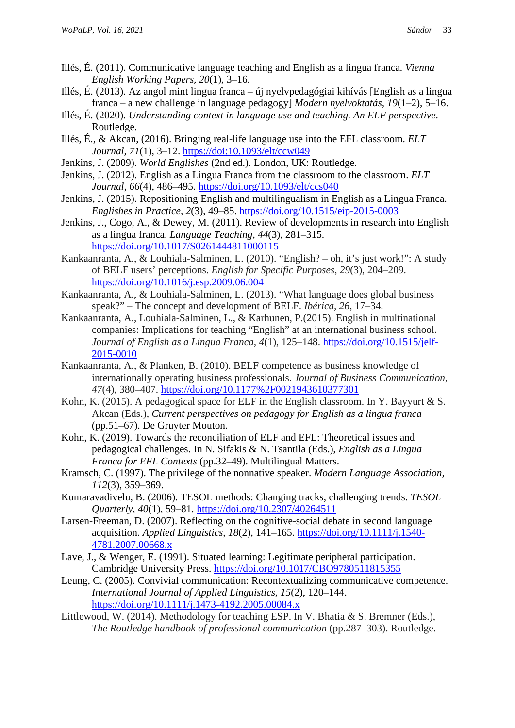Illés, É. (2011). Communicative language teaching and English as a lingua franca. *Vienna English Working Papers*, *20*(1), 3–16.

Illés, É. (2013). Az angol mint lingua franca – új nyelvpedagógiai kihívás [English as a lingua franca – a new challenge in language pedagogy] *Modern nyelvoktatás*, *19*(1–2), 5–16.

Illés, É. (2020). *Understanding context in language use and teaching. An ELF perspective*. Routledge.

Illés, É., & Akcan, (2016). Bringing real-life language use into the EFL classroom. *ELT Journal*, *71*(1), 3–12. https://doi:10.1093/elt/ccw049

Jenkins, J. (2009). *World Englishes* (2nd ed.). London, UK: Routledge.

Jenkins, J. (2012). English as a Lingua Franca from the classroom to the classroom. *ELT Journal*, *66*(4), 486–495. https://doi.org/10.1093/elt/ccs040

Jenkins, J. (2015). Repositioning English and multilingualism in English as a Lingua Franca. *Englishes in Practice*, *2*(3), 49–85. https://doi.org/10.1515/eip-2015-0003

Jenkins, J., Cogo, A., & Dewey, M. (2011). Review of developments in research into English as a lingua franca. *Language Teaching*, *44*(3), 281–315. https://doi.org/10.1017/S0261444811000115

Kankaanranta, A., & Louhiala-Salminen, L. (2010). "English? – oh, it's just work!": A study of BELF users' perceptions. *English for Specific Purposes*, *29*(3), 204–209. https://doi.org/10.1016/j.esp.2009.06.004

Kankaanranta, A., & Louhiala-Salminen, L. (2013). "What language does global business speak?" – The concept and development of BELF. *Ibérica*, *26*, 17–34.

Kankaanranta, A., Louhiala-Salminen, L., & Karhunen, P.(2015). English in multinational companies: Implications for teaching "English" at an international business school. *Journal of English as a Lingua Franca*, *4*(1), 125–148. https://doi.org/10.1515/jelf-2015-0010

Kankaanranta, A., & Planken, B. (2010). BELF competence as business knowledge of internationally operating business professionals. *Journal of Business Communication*, *47*(4), 380–407. https://doi.org/10.1177%2F0021943610377301

Kohn, K. (2015). A pedagogical space for ELF in the English classroom. In Y. Bayyurt & S. Akcan (Eds.), *Current perspectives on pedagogy for English as a lingua franca* (pp.51–67). De Gruyter Mouton.

Kohn, K. (2019). Towards the reconciliation of ELF and EFL: Theoretical issues and pedagogical challenges. In N. Sifakis & N. Tsantila (Eds.), *English as a Lingua Franca for EFL Contexts* (pp.32–49). Multilingual Matters.

Kramsch, C. (1997). The privilege of the nonnative speaker. *Modern Language Association*, *112*(3), 359–369.

Kumaravadivelu, B. (2006). TESOL methods: Changing tracks, challenging trends. *TESOL Quarterly*, *40*(1), 59–81. https://doi.org/10.2307/40264511

Larsen-Freeman, D. (2007). Reflecting on the cognitive-social debate in second language acquisition. *Applied Linguistics*, *18*(2), 141–165. https://doi.org/10.1111/j.1540-4781.2007.00668.x

Lave, J., & Wenger, E. (1991). Situated learning: Legitimate peripheral participation. Cambridge University Press. https://doi.org/10.1017/CBO9780511815355

Leung, C. (2005). Convivial communication: Recontextualizing communicative competence. *International Journal of Applied Linguistics*, *15*(2), 120–144. https://doi.org/10.1111/j.1473-4192.2005.00084.x

Littlewood, W. (2014). Methodology for teaching ESP. In V. Bhatia & S. Bremner (Eds.), *The Routledge handbook of professional communication* (pp.287–303). Routledge.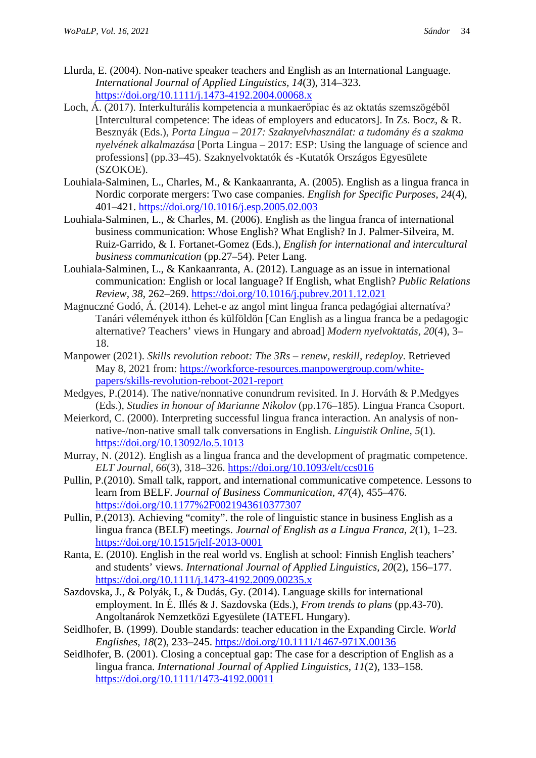Llurda, E. (2004). Non-native speaker teachers and English as an International Language. *International Journal of Applied Linguistics*, *14*(3), 314–323. https://doi.org/10.1111/j.1473-4192.2004.00068.x

Loch, Á. (2017). Interkulturális kompetencia a munkaerőpiac és az oktatás szemszögéből [Intercultural competence: The ideas of employers and educators]. In Zs. Bocz, & R. Besznyák (Eds.), *Porta Lingua – 2017: Szaknyelvhasználat: a tudomány és a szakma nyelvének alkalmazása* [Porta Lingua – 2017: ESP: Using the language of science and professions] (pp.33–45). Szaknyelvoktatók és -Kutatók Országos Egyesülete (SZOKOE).

Louhiala-Salminen, L., Charles, M., & Kankaanranta, A. (2005). English as a lingua franca in Nordic corporate mergers: Two case companies. *English for Specific Purposes, 24*(4), 401–421. https://doi.org/10.1016/j.esp.2005.02.003

Louhiala-Salminen, L., & Charles, M. (2006). English as the lingua franca of international business communication: Whose English? What English? In J. Palmer-Silveira, M. Ruiz-Garrido, & I. Fortanet-Gomez (Eds.), *English for international and intercultural business communication* (pp.27–54). Peter Lang.

Louhiala-Salminen, L., & Kankaanranta, A. (2012). Language as an issue in international communication: English or local language? If English, what English? *Public Relations Review*, *38*, 262–269. https://doi.org/10.1016/j.pubrev.2011.12.021

Magnuczné Godó, Á. (2014). Lehet-e az angol mint lingua franca pedagógiai alternatíva? Tanári vélemények itthon és külföldön [Can English as a lingua franca be a pedagogic alternative? Teachers' views in Hungary and abroad] *Modern nyelvoktatás*, *20*(4), 3–18.

Manpower (2021). *Skills revolution reboot: The 3Rs – renew, reskill, redeploy*. Retrieved May 8, 2021 from: https://workforce-resources.manpowergroup.com/white-papers/skills-revolution-reboot-2021-report

Medgyes, P.(2014). The native/nonnative conundrum revisited. In J. Horváth & P.Medgyes (Eds.), *Studies in honour of Marianne Nikolov* (pp.176–185). Lingua Franca Csoport.

Meierkord, C. (2000). Interpreting successful lingua franca interaction. An analysis of non-native-/non-native small talk conversations in English. *Linguistik Online*, *5*(1). https://doi.org/10.13092/lo.5.1013

Murray, N. (2012). English as a lingua franca and the development of pragmatic competence. *ELT Journal, 66*(3), 318–326. https://doi.org/10.1093/elt/ccs016

Pullin, P.(2010). Small talk, rapport, and international communicative competence. Lessons to learn from BELF. *Journal of Business Communication*, *47*(4), 455–476. https://doi.org/10.1177%2F0021943610377307

Pullin, P.(2013). Achieving "comity". the role of linguistic stance in business English as a lingua franca (BELF) meetings. *Journal of English as a Lingua Franca, 2*(1), 1–23. https://doi.org/10.1515/jelf-2013-0001

Ranta, E. (2010). English in the real world vs. English at school: Finnish English teachers' and students' views. *International Journal of Applied Linguistics*, *20*(2), 156–177. https://doi.org/10.1111/j.1473-4192.2009.00235.x

Sazdovska, J., & Polyák, I., & Dudás, Gy. (2014). Language skills for international employment. In É. Illés & J. Sazdovska (Eds.), *From trends to plans* (pp.43-70). Angoltanárok Nemzetközi Egyesülete (IATEFL Hungary).

Seidlhofer, B. (1999). Double standards: teacher education in the Expanding Circle. *World Englishes, 18*(2), 233–245. https://doi.org/10.1111/1467-971X.00136

Seidlhofer, B. (2001). Closing a conceptual gap: The case for a description of English as a lingua franca. *International Journal of Applied Linguistics*, *11*(2), 133–158. https://doi.org/10.1111/1473-4192.00011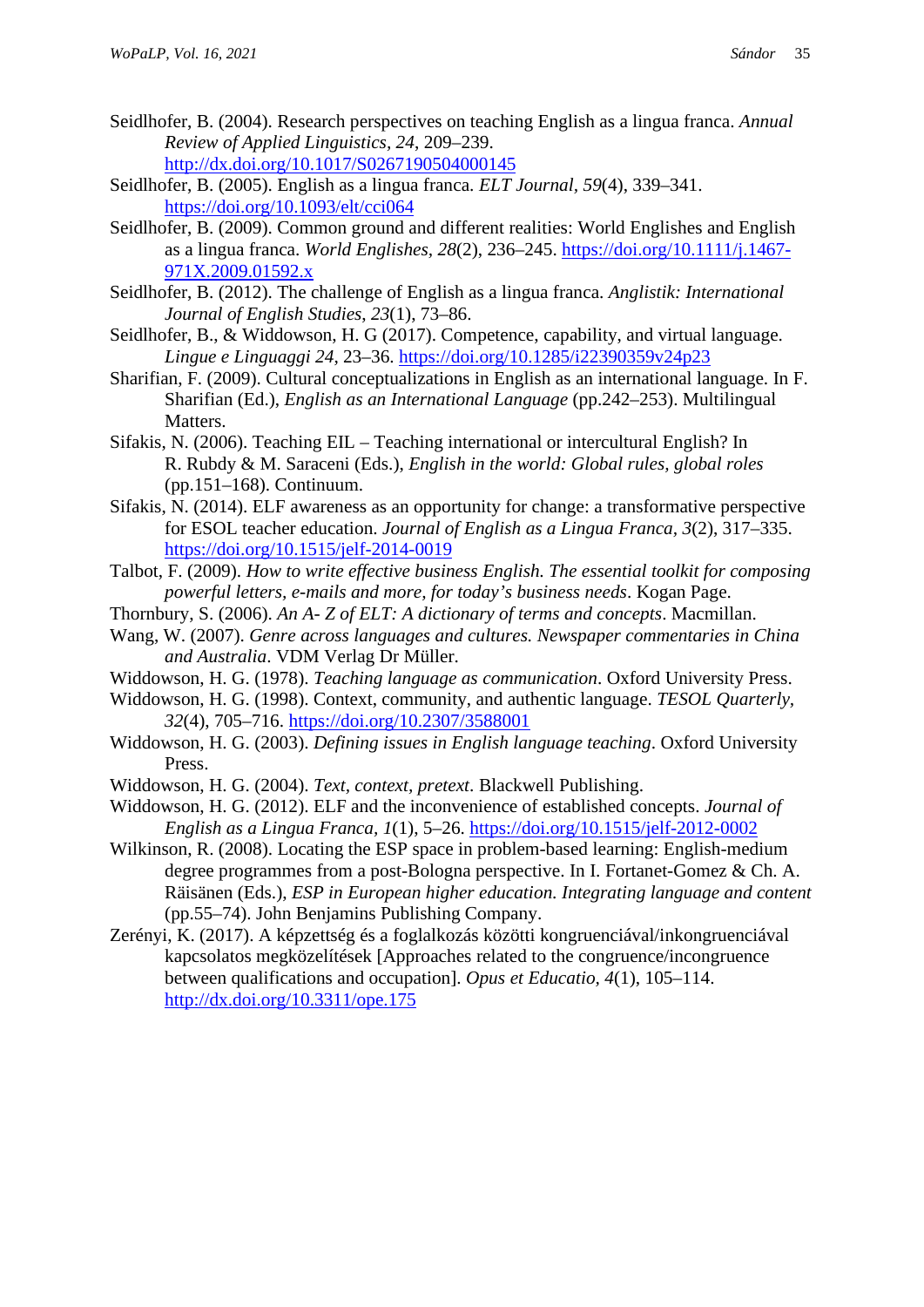Seidlhofer, B. (2004). Research perspectives on teaching English as a lingua franca. *Annual Review of Applied Linguistics*, *24*, 209–239. http://dx.doi.org/10.1017/S0267190504000145

Seidlhofer, B. (2005). English as a lingua franca. *ELT Journal*, *59*(4), 339–341. https://doi.org/10.1093/elt/cci064

Seidlhofer, B. (2009). Common ground and different realities: World Englishes and English as a lingua franca. *World Englishes*, *28*(2), 236–245. https://doi.org/10.1111/j.1467-971X.2009.01592.x

Seidlhofer, B. (2012). The challenge of English as a lingua franca. *Anglistik: International Journal of English Studies*, *23*(1), 73–86.

Seidlhofer, B., & Widdowson, H. G (2017). Competence, capability, and virtual language. *Lingue e Linguaggi 24*, 23–36. https://doi.org/10.1285/i22390359v24p23

Sharifian, F. (2009). Cultural conceptualizations in English as an international language. In F. Sharifian (Ed.), *English as an International Language* (pp.242–253). Multilingual Matters.

Sifakis, N. (2006). Teaching EIL – Teaching international or intercultural English? In R. Rubdy & M. Saraceni (Eds.), *English in the world: Global rules, global roles* (pp.151–168). Continuum.

Sifakis, N. (2014). ELF awareness as an opportunity for change: a transformative perspective for ESOL teacher education. *Journal of English as a Lingua Franca*, *3*(2), 317–335. https://doi.org/10.1515/jelf-2014-0019

Talbot, F. (2009). *How to write effective business English. The essential toolkit for composing powerful letters, e-mails and more, for today's business needs*. Kogan Page.

Thornbury, S. (2006). *An A- Z of ELT: A dictionary of terms and concepts*. Macmillan.

Wang, W. (2007). *Genre across languages and cultures. Newspaper commentaries in China and Australia*. VDM Verlag Dr Müller.

Widdowson, H. G. (1978). *Teaching language as communication*. Oxford University Press.

Widdowson, H. G. (1998). Context, community, and authentic language. *TESOL Quarterly*, *32*(4), 705–716. https://doi.org/10.2307/3588001

Widdowson, H. G. (2003). *Defining issues in English language teaching*. Oxford University Press.

Widdowson, H. G. (2004). *Text, context, pretext*. Blackwell Publishing.

Widdowson, H. G. (2012). ELF and the inconvenience of established concepts. *Journal of English as a Lingua Franca*, *1*(1), 5–26. https://doi.org/10.1515/jelf-2012-0002

Wilkinson, R. (2008). Locating the ESP space in problem-based learning: English-medium degree programmes from a post-Bologna perspective. In I. Fortanet-Gomez & Ch. A. Räisänen (Eds.), *ESP in European higher education. Integrating language and content* (pp.55–74). John Benjamins Publishing Company.

Zerényi, K. (2017). A képzettség és a foglalkozás közötti kongruenciával/inkongruenciával kapcsolatos megközelítések [Approaches related to the congruence/incongruence between qualifications and occupation]. *Opus et Educatio*, *4*(1), 105–114. http://dx.doi.org/10.3311/ope.175